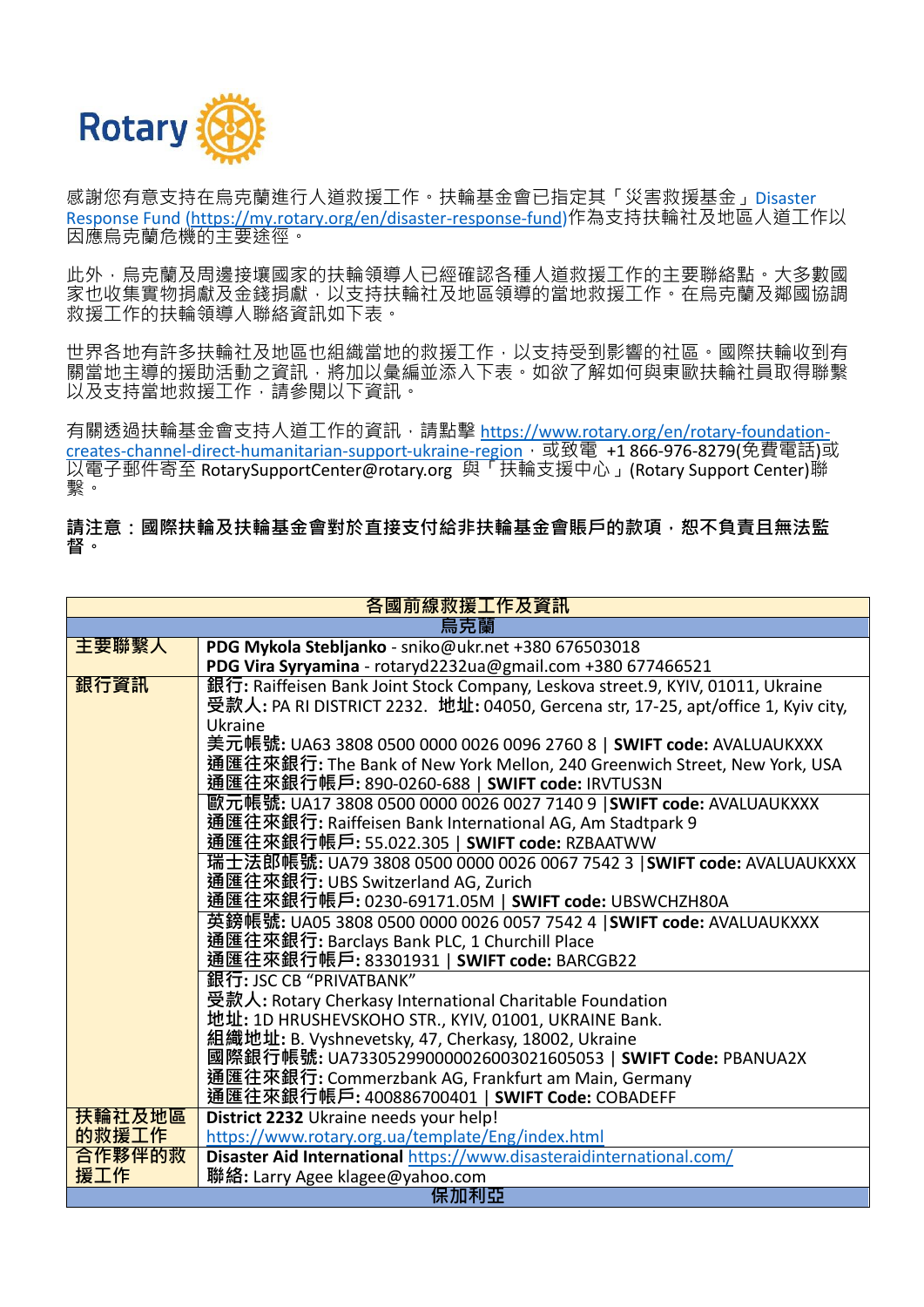Rotary

感謝您有意支持在烏克蘭進行人道救援工作。扶輪基金會已指定其「災害救援基金」Disaster Response Fund (https://my.rotary.org/en/disaster-response-fund)作為支持扶輪社及地區人道工作以因應烏克蘭危機的主要途徑。

此外，烏克蘭及周邊接壤國家的扶輪領導人已經確認各種人道救援工作的主要聯絡點。大多數國家也收集實物捐獻及金錢捐獻，以支持扶輪社及地區領導的當地救援工作。在烏克蘭及鄰國協調救援工作的扶輪領導人聯絡資訊如下表。

世界各地有許多扶輪社及地區也組織當地的救援工作，以支持受到影響的社區。國際扶輪收到有關當地主導的援助活動之資訊，將加以彙編並添入下表。如欲了解如何與東歐扶輪社員取得聯繫以及支持當地救援工作，請參閱以下資訊。

有關透過扶輪基金會支持人道工作的資訊，請點擊 https://www.rotary.org/en/rotary-foundation-creates-channel-direct-humanitarian-support-ukraine-region，或致電 +1 866-976-8279(免費電話)或以電子郵件寄至 RotarySupportCenter@rotary.org 與「扶輪支援中心」(Rotary Support Center)聯繫。

**請注意：國際扶輪及扶輪基金會對於直接支付給非扶輪基金會賬戶的款項，恕不負責且無法監督。**

| **各國前線救援工作及資訊** | |
|---|---|
| **烏克蘭** | |
| **主要聯繫人** | **PDG Mykola Stebljanko** - sniko@ukr.net +380 676503018<br>**PDG Vira Syryamina** - rotaryd2232ua@gmail.com +380 677466521 |
| **銀行資訊** | **銀行:** Raiffeisen Bank Joint Stock Company, Leskova street.9, KYIV, 01011, Ukraine<br>**受款人:** PA RI DISTRICT 2232. **地址:** 04050, Gercena str, 17-25, apt/office 1, Kyiv city, Ukraine<br>**美元帳號:** UA63 3808 0500 0000 0026 0096 2760 8 \| **SWIFT code:** AVALUAUKXXX<br>**通匯往來銀行:** The Bank of New York Mellon, 240 Greenwich Street, New York, USA<br>**通匯往來銀行帳戶:** 890-0260-688 \| **SWIFT code:** IRVTUS3N |
| | **歐元帳號:** UA17 3808 0500 0000 0026 0027 7140 9 \|**SWIFT code:** AVALUAUKXXX<br>**通匯往來銀行:** Raiffeisen Bank International AG, Am Stadtpark 9<br>**通匯往來銀行帳戶:** 55.022.305 \| **SWIFT code:** RZBAATWW |
| | **瑞士法郎帳號:** UA79 3808 0500 0000 0026 0067 7542 3 \|**SWIFT code:** AVALUAUKXXX<br>**通匯往來銀行:** UBS Switzerland AG, Zurich<br>**通匯往來銀行帳戶:** 0230-69171.05M \| **SWIFT code:** UBSWCHZH80A |
| | **英鎊帳號:** UA05 3808 0500 0000 0026 0057 7542 4 \|**SWIFT code:** AVALUAUKXXX<br>**通匯往來銀行:** Barclays Bank PLC, 1 Churchill Place<br>**通匯往來銀行帳戶:** 83301931 \| **SWIFT code:** BARCGB22 |
| | **銀行:** JSC CB "PRIVATBANK"<br>**受款人:** Rotary Cherkasy International Charitable Foundation<br>**地址:** 1D HRUSHEVSKOHO STR., KYIV, 01001, UKRAINE Bank.<br>**組織地址:** B. Vyshnevetsky, 47, Cherkasy, 18002, Ukraine<br>**國際銀行帳號:** UA733052990000026003021605053 \| **SWIFT Code:** PBANUA2X<br>**通匯往來銀行:** Commerzbank AG, Frankfurt am Main, Germany<br>**通匯往來銀行帳戶:** 400886700401 \| **SWIFT Code:** COBADEFF |
| **扶輪社及地區的救援工作** | **District 2232** Ukraine needs your help!<br>https://www.rotary.org.ua/template/Eng/index.html |
| **合作夥伴的救援工作** | **Disaster Aid International** https://www.disasteraidinternational.com/<br>聯絡: Larry Agee klagee@yahoo.com |
| **保加利亞** | |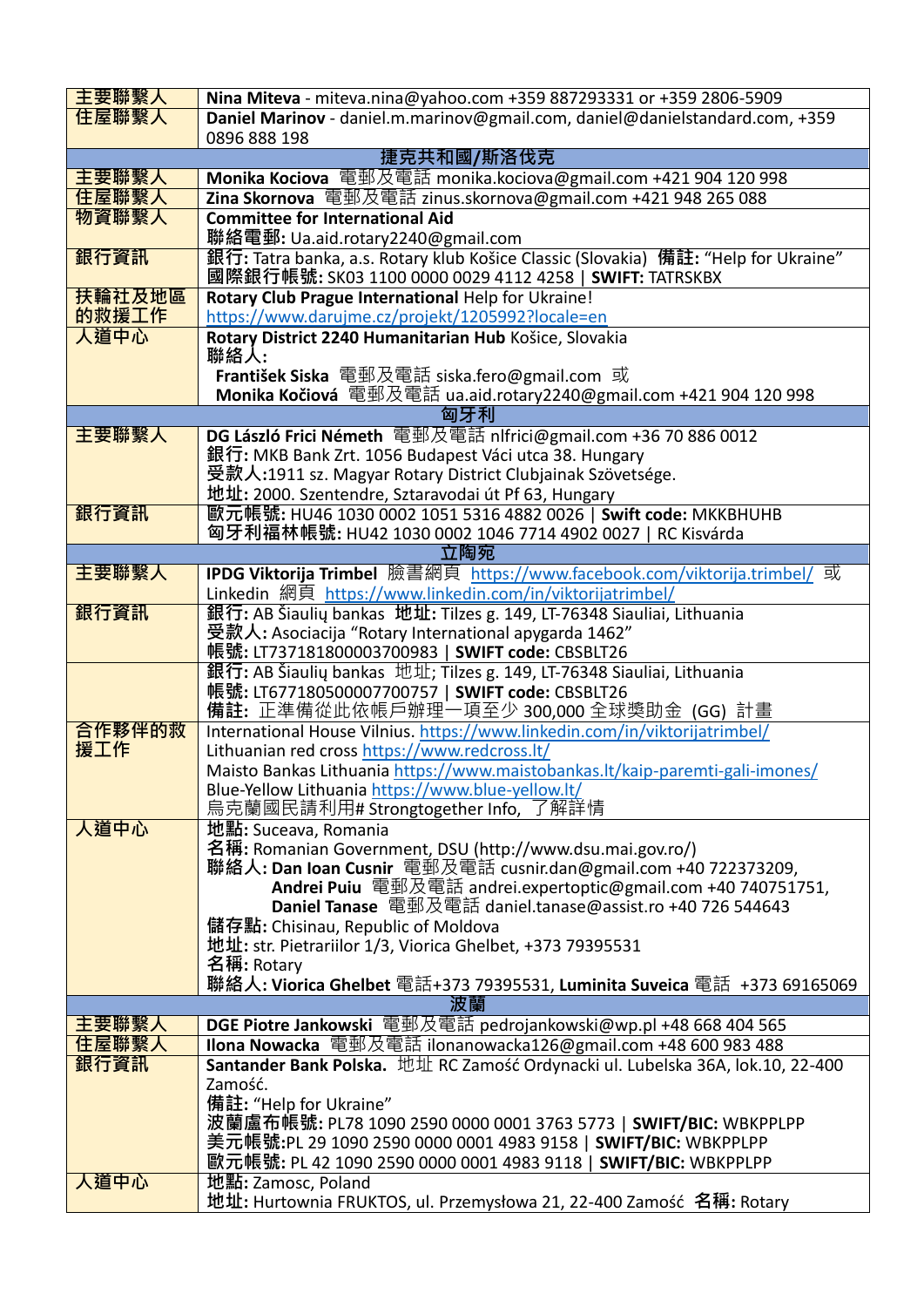| | |
|---|---|
| 主要聯繫人 | **Nina Miteva** - miteva.nina@yahoo.com +359 887293331 or +359 2806-5909 |
| 住屋聯繫人 | **Daniel Marinov** - daniel.m.marinov@gmail.com, daniel@danielstandard.com, +359 0896 888 198 |
| **捷克共和國/斯洛伐克** | |
| 主要聯繫人 | **Monika Kociova** 電郵及電話 monika.kociova@gmail.com +421 904 120 998 |
| 住屋聯繫人 | **Zina Skornova** 電郵及電話 zinus.skornova@gmail.com +421 948 265 088 |
| 物資聯繫人 | **Committee for International Aid**<br>**聯絡電郵:** Ua.aid.rotary2240@gmail.com |
| 銀行資訊 | **銀行:** Tatra banka, a.s. Rotary klub Košice Classic (Slovakia) **備註:** "Help for Ukraine"<br>**國際銀行帳號:** SK03 1100 0000 0029 4112 4258 \| **SWIFT:** TATRSKBX |
| 扶輪社及地區的救援工作 | **Rotary Club Prague International** Help for Ukraine!<br>https://www.darujme.cz/projekt/1205992?locale=en |
| 人道中心 | **Rotary District 2240 Humanitarian Hub** Košice, Slovakia<br>**聯絡人:**<br>**František Siska** 電郵及電話 siska.fero@gmail.com 或<br>**Monika Kočiová** 電郵及電話 ua.aid.rotary2240@gmail.com +421 904 120 998 |
| **匈牙利** | |
| 主要聯繫人 | **DG László Frici Németh** 電郵及電話 nlfrici@gmail.com +36 70 886 0012<br>**銀行:** MKB Bank Zrt. 1056 Budapest Váci utca 38. Hungary<br>**受款人:**1911 sz. Magyar Rotary District Clubjainak Szövetsége.<br>**地址:** 2000. Szentendre, Sztaravodai út Pf 63, Hungary |
| 銀行資訊 | **歐元帳號:** HU46 1030 0002 1051 5316 4882 0026 \| **Swift code:** MKKBHUHB<br>**匈牙利福林帳號:** HU42 1030 0002 1046 7714 4902 0027 \| RC Kisvárda |
| **立陶宛** | |
| 主要聯繫人 | **IPDG Viktorija Trimbel** 臉書網頁 https://www.facebook.com/viktorija.trimbel/ 或 Linkedin 網頁 https://www.linkedin.com/in/viktorijatrimbel/ |
| 銀行資訊 | **銀行:** AB Šiaulių bankas **地址:** Tilzes g. 149, LT-76348 Siauliai, Lithuania<br>**受款人:** Asociacija "Rotary International apygarda 1462"<br>**帳號:** LT737181800003700983 \| **SWIFT code:** CBSBLT26 |
| | **銀行:** AB Šiaulių bankas 地址; Tilzes g. 149, LT-76348 Siauliai, Lithuania<br>**帳號:** LT677180500007700757 \| **SWIFT code:** CBSBLT26<br>**備註:** 正準備從此依帳戶辦理一項至少 300,000 全球獎助金 (GG) 計畫 |
| 合作夥伴的救援工作 | International House Vilnius. https://www.linkedin.com/in/viktorijatrimbel/<br>Lithuanian red cross https://www.redcross.lt/<br>Maisto Bankas Lithuania https://www.maistobankas.lt/kaip-paremti-gali-imones/<br>Blue-Yellow Lithuania https://www.blue-yellow.lt/<br>烏克蘭國民請利用# Strongtogether Info, 了解詳情 |
| 人道中心 | **地點:** Suceava, Romania<br>**名稱:** Romanian Government, DSU (http://www.dsu.mai.gov.ro/)<br>**聯絡人: Dan Ioan Cusnir** 電郵及電話 cusnir.dan@gmail.com +40 722373209,<br>**Andrei Puiu** 電郵及電話 andrei.expertoptic@gmail.com +40 740751751,<br>**Daniel Tanase** 電郵及電話 daniel.tanase@assist.ro +40 726 544643<br>**儲存點:** Chisinau, Republic of Moldova<br>**地址:** str. Pietrariilor 1/3, Viorica Ghelbet, +373 79395531<br>**名稱:** Rotary<br>**聯絡人: Viorica Ghelbet** 電話+373 79395531, **Luminita Suveica** 電話 +373 69165069 |
| **波蘭** | |
| 主要聯繫人 | **DGE Piotre Jankowski** 電郵及電話 pedrojankowski@wp.pl +48 668 404 565 |
| 住屋聯繫人 | **Ilona Nowacka** 電郵及電話 ilonanowacka126@gmail.com +48 600 983 488 |
| 銀行資訊 | **Santander Bank Polska.** 地址 RC Zamość Ordynacki ul. Lubelska 36A, lok.10, 22-400 Zamość.<br>**備註:** "Help for Ukraine"<br>**波蘭盧布帳號:** PL78 1090 2590 0000 0001 3763 5773 \| **SWIFT/BIC:** WBKPPLPP<br>**美元帳號:**PL 29 1090 2590 0000 0001 4983 9158 \| **SWIFT/BIC:** WBKPPLPP<br>**歐元帳號:** PL 42 1090 2590 0000 0001 4983 9118 \| **SWIFT/BIC:** WBKPPLPP |
| 人道中心 | **地點:** Zamosc, Poland<br>**地址:** Hurtownia FRUKTOS, ul. Przemysłowa 21, 22-400 Zamość **名稱:** Rotary |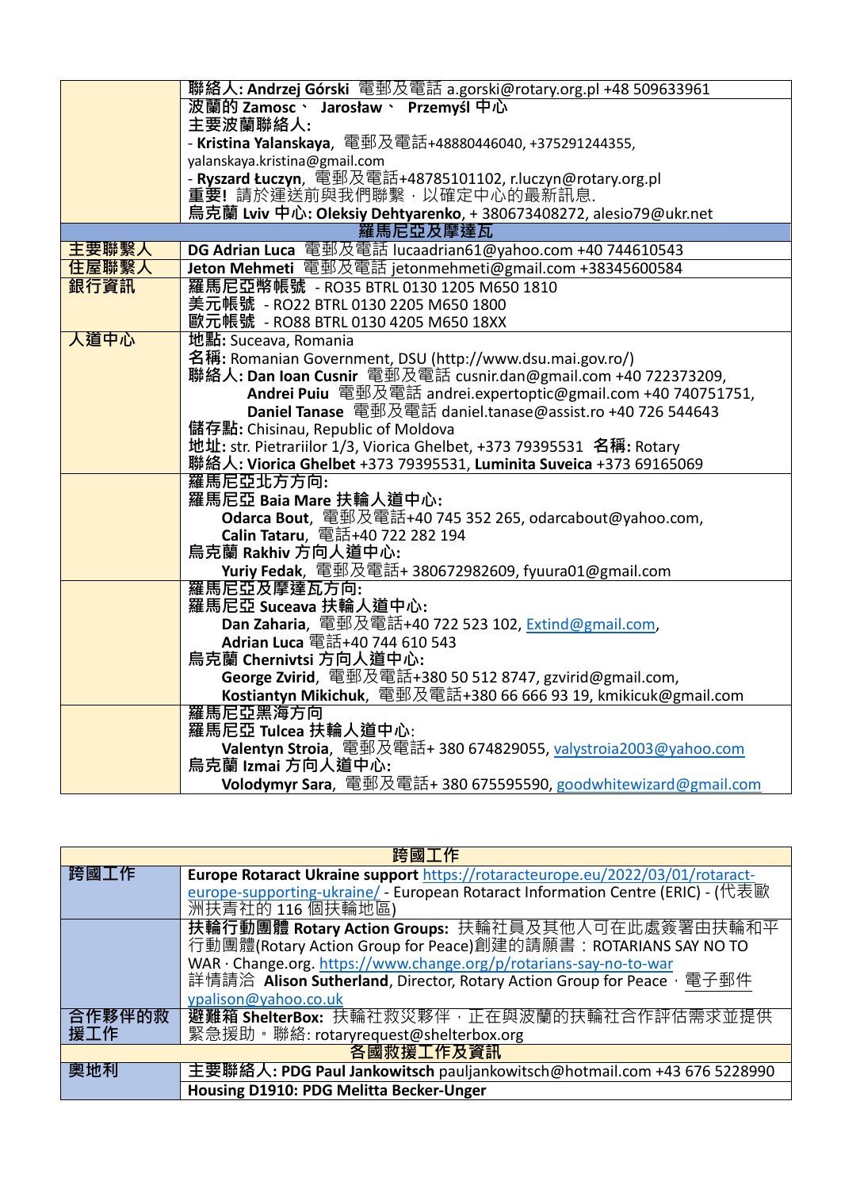| | |
|---|---|
| | **聯絡人: Andrzej Górski** 電郵及電話 a.gorski@rotary.org.pl +48 509633961 |
| | **波蘭的 Zamosc、 Jarosław、 Przemyśl 中心**<br>**主要波蘭聯絡人:**<br>- **Kristina Yalanskaya**, 電郵及電話+48880446040, +375291244355, yalanskaya.kristina@gmail.com<br>- **Ryszard Łuczyn**, 電郵及電話+48785101102, r.luczyn@rotary.org.pl<br>**重要!** 請於運送前與我們聯繫，以確定中心的最新訊息.<br>**烏克蘭 Lviv 中心: Oleksiy Dehtyarenko**, + 380673408272, alesio79@ukr.net |
| **羅馬尼亞及摩達瓦** | |
| **主要聯繫人** | **DG Adrian Luca** 電郵及電話 lucaadrian61@yahoo.com +40 744610543 |
| **住屋聯繫人** | **Jeton Mehmeti** 電郵及電話 jetonmehmeti@gmail.com +38345600584 |
| **銀行資訊** | **羅馬尼亞幣帳號** - RO35 BTRL 0130 1205 M650 1810<br>**美元帳號** - RO22 BTRL 0130 2205 M650 1800<br>**歐元帳號** - RO88 BTRL 0130 4205 M650 18XX |
| **人道中心** | **地點:** Suceava, Romania<br>**名稱:** Romanian Government, DSU (http://www.dsu.mai.gov.ro/)<br>**聯絡人: Dan Ioan Cusnir** 電郵及電話 cusnir.dan@gmail.com +40 722373209,<br>**Andrei Puiu** 電郵及電話 andrei.expertoptic@gmail.com +40 740751751,<br>**Daniel Tanase** 電郵及電話 daniel.tanase@assist.ro +40 726 544643<br>**儲存點:** Chisinau, Republic of Moldova<br>**地址:** str. Pietrariilor 1/3, Viorica Ghelbet, +373 79395531 **名稱:** Rotary<br>**聯絡人: Viorica Ghelbet** +373 79395531, **Luminita Suveica** +373 69165069 |
| | **羅馬尼亞北方方向:**<br>**羅馬尼亞 Baia Mare 扶輪人道中心:**<br>**Odarca Bout**, 電郵及電話+40 745 352 265, odarcabout@yahoo.com,<br>**Calin Tataru**, 電話+40 722 282 194<br>**烏克蘭 Rakhiv 方向人道中心:**<br>**Yuriy Fedak**, 電郵及電話+ 380672982609, fyuura01@gmail.com |
| | **羅馬尼亞及摩達瓦方向:**<br>**羅馬尼亞 Suceava 扶輪人道中心:**<br>**Dan Zaharia**, 電郵及電話+40 722 523 102, Extind@gmail.com,<br>**Adrian Luca** 電話+40 744 610 543<br>**烏克蘭 Chernivtsi 方向人道中心:**<br>**George Zvirid**, 電郵及電話+380 50 512 8747, gzvirid@gmail.com,<br>**Kostiantyn Mikichuk**, 電郵及電話+380 66 666 93 19, kmikicuk@gmail.com |
| | **羅馬尼亞黑海方向**<br>**羅馬尼亞 Tulcea 扶輪人道中心**:<br>**Valentyn Stroia**, 電郵及電話+ 380 674829055, valystroia2003@yahoo.com<br>**烏克蘭 Izmai 方向人道中心:**<br>**Volodymyr Sara**, 電郵及電話+ 380 675595590, goodwhitewizard@gmail.com |

| **跨國工作** | |
|---|---|
| **跨國工作** | **Europe Rotaract Ukraine support** https://rotaracteurope.eu/2022/03/01/rotaract-europe-supporting-ukraine/ - European Rotaract Information Centre (ERIC) - (代表歐洲扶青社的 116 個扶輪地區) |
| | **扶輪行動團體 Rotary Action Groups:** 扶輪社員及其他人可在此處簽署由扶輪和平行動團體(Rotary Action Group for Peace)創建的請願書：ROTARIANS SAY NO TO WAR · Change.org. https://www.change.org/p/rotarians-say-no-to-war<br>詳情請洽 **Alison Sutherland**, Director, Rotary Action Group for Peace，電子郵件 ypalison@yahoo.co.uk |
| **合作夥伴的救援工作** | **避難箱 ShelterBox:** 扶輪社救災夥伴，正在與波蘭的扶輪社合作評估需求並提供緊急援助。聯絡: rotaryrequest@shelterbox.org |
| **各國救援工作及資訊** | |
| **奧地利** | **主要聯絡人: PDG Paul Jankowitsch** pauljankowitsch@hotmail.com +43 676 5228990 |
| | **Housing D1910: PDG Melitta Becker-Unger** |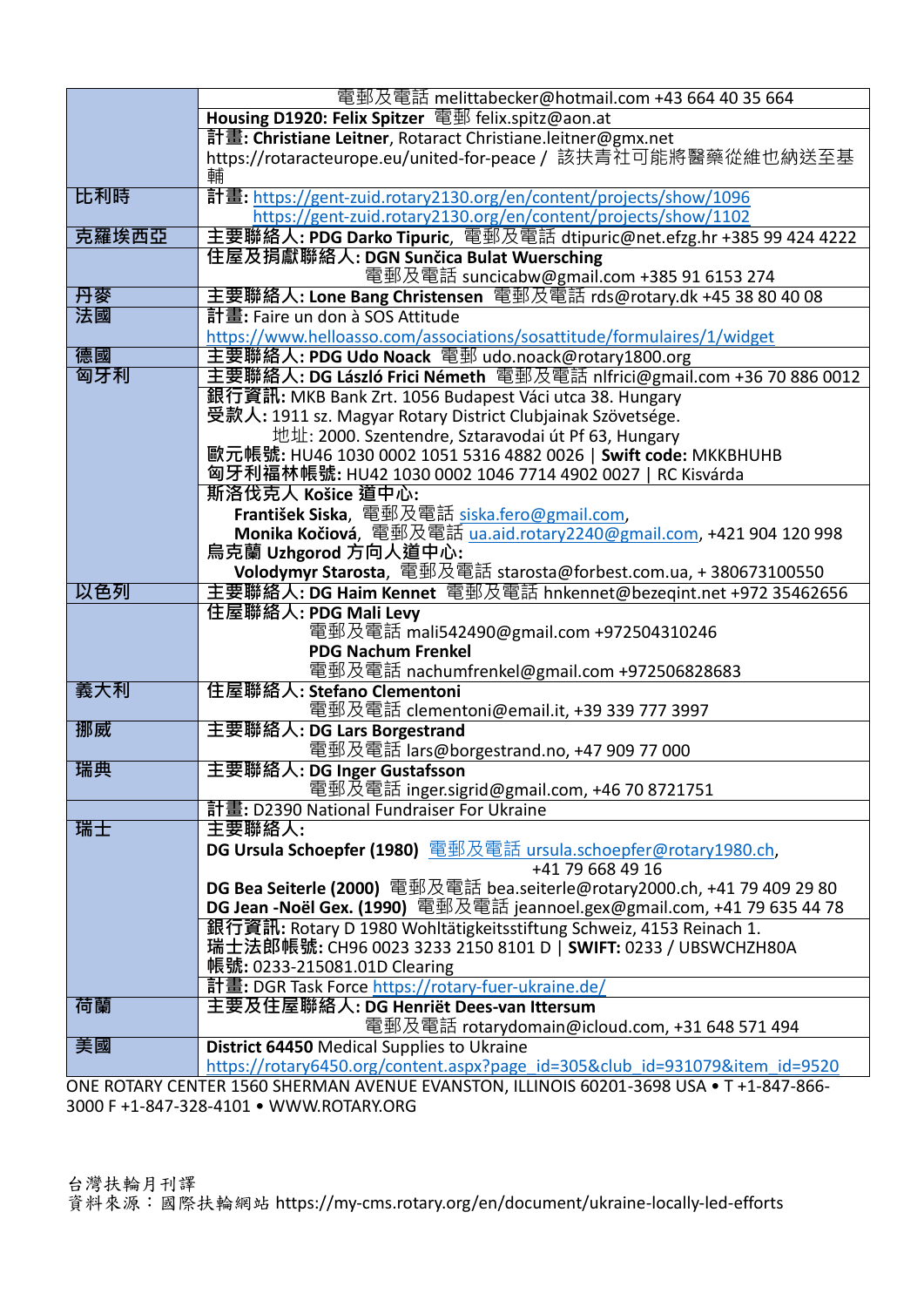| | |
|---|---|
| | 電郵及電話 melittabecker@hotmail.com +43 664 40 35 664 |
| | **Housing D1920: Felix Spitzer** 電郵 felix.spitz@aon.at |
| | **計畫: Christiane Leitner**, Rotaract Christiane.leitner@gmx.net https://rotaracteurope.eu/united-for-peace / 該扶青社可能將醫藥從維也納送至基輔 |
| **比利時** | **計畫:** https://gent-zuid.rotary2130.org/en/content/projects/show/1096 https://gent-zuid.rotary2130.org/en/content/projects/show/1102 |
| **克羅埃西亞** | **主要聯絡人: PDG Darko Tipuric**, 電郵及電話 dtipuric@net.efzg.hr +385 99 424 4222 |
| | **住屋及捐獻聯絡人: DGN Sunčica Bulat Wuersching** 電郵及電話 suncicabw@gmail.com +385 91 6153 274 |
| **丹麥** | **主要聯絡人: Lone Bang Christensen** 電郵及電話 rds@rotary.dk +45 38 80 40 08 |
| **法國** | **計畫:** Faire un don à SOS Attitude https://www.helloasso.com/associations/sosattitude/formulaires/1/widget |
| **德國** | **主要聯絡人: PDG Udo Noack** 電郵 udo.noack@rotary1800.org |
| **匈牙利** | **主要聯絡人: DG László Frici Németh** 電郵及電話 nlfrici@gmail.com +36 70 886 0012 |
| | **銀行資訊:** MKB Bank Zrt. 1056 Budapest Váci utca 38. Hungary<br>**受款人:** 1911 sz. Magyar Rotary District Clubjainak Szövetsége.<br>地址: 2000. Szentendre, Sztaravodai út Pf 63, Hungary<br>**歐元帳號:** HU46 1030 0002 1051 5316 4882 0026 \| **Swift code:** MKKBHUHB<br>**匈牙利福林帳號:** HU42 1030 0002 1046 7714 4902 0027 \| RC Kisvárda |
| | **斯洛伐克人 Košice 道中心:**<br>**František Siska**, 電郵及電話 siska.fero@gmail.com,<br>**Monika Kočiová**, 電郵及電話 ua.aid.rotary2240@gmail.com, +421 904 120 998<br>**烏克蘭 Uzhgorod 方向人道中心:**<br>**Volodymyr Starosta**, 電郵及電話 starosta@forbest.com.ua, + 380673100550 |
| **以色列** | **主要聯絡人: DG Haim Kennet** 電郵及電話 hnkennet@bezeqint.net +972 35462656 |
| | **住屋聯絡人: PDG Mali Levy**<br>電郵及電話 mali542490@gmail.com +972504310246<br>**PDG Nachum Frenkel**<br>電郵及電話 nachumfrenkel@gmail.com +972506828683 |
| **義大利** | **住屋聯絡人: Stefano Clementoni**<br>電郵及電話 clementoni@email.it, +39 339 777 3997 |
| **挪威** | **主要聯絡人: DG Lars Borgestrand**<br>電郵及電話 lars@borgestrand.no, +47 909 77 000 |
| **瑞典** | **主要聯絡人: DG Inger Gustafsson**<br>電郵及電話 inger.sigrid@gmail.com, +46 70 8721751 |
| | **計畫:** D2390 National Fundraiser For Ukraine |
| **瑞士** | **主要聯絡人:**<br>**DG Ursula Schoepfer (1980)** 電郵及電話 ursula.schoepfer@rotary1980.ch, +41 79 668 49 16<br>**DG Bea Seiterle (2000)** 電郵及電話 bea.seiterle@rotary2000.ch, +41 79 409 29 80<br>**DG Jean -Noël Gex. (1990)** 電郵及電話 jeannoel.gex@gmail.com, +41 79 635 44 78 |
| | **銀行資訊:** Rotary D 1980 Wohltätigkeitsstiftung Schweiz, 4153 Reinach 1.<br>**瑞士法郎帳號:** CH96 0023 3233 2150 8101 D \| **SWIFT:** 0233 / UBSWCHZH80A<br>**帳號:** 0233-215081.01D Clearing |
| | **計畫:** DGR Task Force https://rotary-fuer-ukraine.de/ |
| **荷蘭** | **主要及住屋聯絡人: DG Henriët Dees-van Ittersum**<br>電郵及電話 rotarydomain@icloud.com, +31 648 571 494 |
| **美國** | **District 64450** Medical Supplies to Ukraine https://rotary6450.org/content.aspx?page_id=305&club_id=931079&item_id=9520 |

ONE ROTARY CENTER 1560 SHERMAN AVENUE EVANSTON, ILLINOIS 60201-3698 USA • T +1-847-866-3000 F +1-847-328-4101 • WWW.ROTARY.ORG

台灣扶輪月刊譯
資料來源：國際扶輪網站 https://my-cms.rotary.org/en/document/ukraine-locally-led-efforts